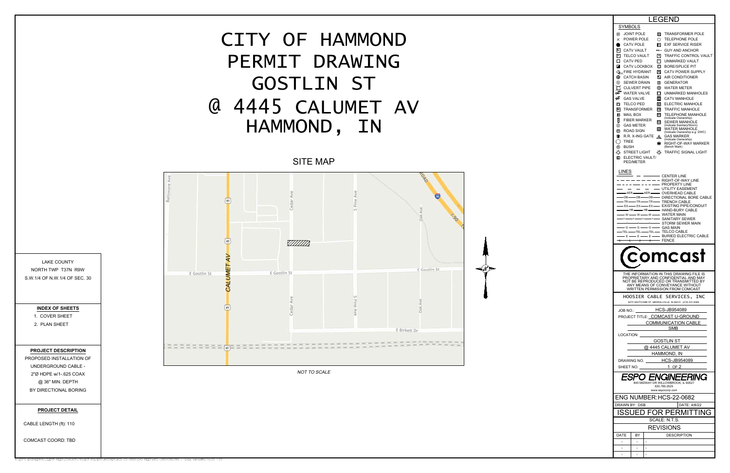# CITY OF HAMMOND PERMIT DRAWING GOSTLIN ST @ 4445 CALUMET AV HAMMOND, IN

## SITE MAP

Baltimore Ave | Cedar Ave | S Pine Ave | Oak Ave | ROAD | I-90 | E Gostlin St | CALUMET AV | E Birkett Dr | 41 | 90

*NOT TO SCALE*

LAKE COUNTY
NORTH TWP T37N R9W
S.W.1/4 OF N.W.1/4 OF SEC. 30

**INDEX OF SHEETS**

1. COVER SHEET
2. PLAN SHEET

**PROJECT DESCRIPTION**

PROPOSED INSTALLATION OF UNDERGROUND CABLE - 2"Ø HDPE w/1-.625 COAX @ 36" MIN. DEPTH BY DIRECTIONAL BORING

**PROJECT DETAIL**

CABLE LENGTH (ft): 110

COMCAST COORD: TBD

## LEGEND

### SYMBOLS

- JOINT POLE
- POWER POLE
- CATV POLE
- CATV VAULT
- TELCO VAULT
- CATV PED
- CATV LOCKBOX
- FIRE HYDRANT
- CATCH BASIN
- SEWER DRAIN
- CULVERT PIPE
- WATER VALVE
- GAS VALVE
- TELCO PED
- TRANSFORMER
- MAIL BOX
- FIBER MARKER
- GAS METER
- ROAD SIGN
- R.R. X-ING GATE
- TREE
- BUSH
- STREET LIGHT
- ELECTRIC VAULT/ PED/METER
- TRANSFORMER POLE
- TELEPHONE POLE
- EXF SERVICE RISER
- GUY AND ANCHOR
- TRAFFIC CONTROL VAULT
- UNMARKED VAULT
- BORE/SPLICE PIT
- CATV POWER SUPPLY
- AIR CONDITIONER
- GENERATOR
- WATER METER
- UNMARKED MANHOLES
- CATV MANHOLE
- ELECTRIC MANHOLE
- TRAFFIC MANHOLE
- TELEPHONE MANHOLE (Indicate Ownership)
- SEWER MANHOLE (Indicate Sanitary/Storm)
- WATER MANHOLE (Indicate Ownership e.g. DWC)
- GAS MARKER (Indicate Ownership)
- RIGHT-OF-WAY MARKER (Bench Mark)
- TRAFFIC SIGNAL LIGHT

### LINES

- CENTER LINE
- RIGHT-OF-WAY LINE
- PROPERTY LINE
- UTILITY EASEMENT
- AER — OVERHEAD CABLE
- DB — DIRECTIONAL BORE CABLE
- TR — TRENCH CABLE
- EX — EXISTING PIPE/CONDUIT
- HB — HAND-BURY CABLE
- W — WATER MAIN
- SANITARY SEWER
- STORM SEWER MAIN
- G — GAS MAIN
- TEL — TELCO CABLE
- E — BURIED ELECTRIC CABLE
- FENCE

**comcast**

THE INFORMATION IN THIS DRAWING FILE IS PROPRIETARY AND CONFIDENTIAL AND MAY NOT BE REPRODUCED OR TRANSMITTED BY ANY MEANS OF CONVEYANCE WITHOUT WRITTEN PERMISSION FROM COMCAST.

HOOSIER CABLE SERVICES, INC
8270 WHITCOMB ST, MERRILLVILLE, IN 46410 | (219) 531-6089

JOB NO.: HCS-JB954089
PROJECT TITLE: COMCAST U-GROUND COMMUNICATION CABLE SMB
LOCATION: GOSTLIN ST @ 4445 CALUMET AV HAMMOND, IN
DRAWING NO. HCS-JB954089
SHEET NO. 1 OF 2

**ESPO ENGINEERING**
845 MIDWAY DR WILLOWBROOK, IL 60527
630.789.2525
www.espocorp.com

ENG NUMBER: HCS-22-0682

DRAWN BY: DSB | DATE: 4/8/22

ISSUED FOR PERMITTING

SCALE: N.T.S.

REVISIONS

| DATE | BY | DESCRIPTION |
|---|---|---|
| - | - | - |
| - | - | - |
| - | - | - |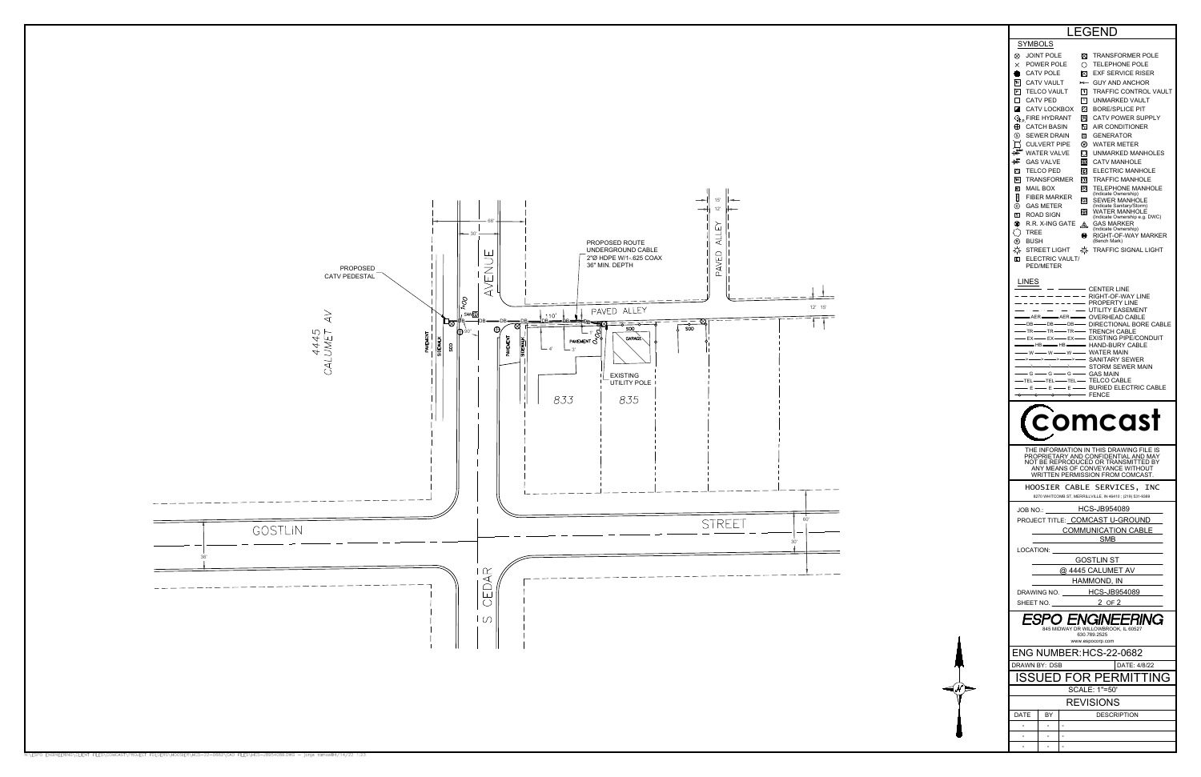PROPOSED CATV PEDESTAL

4445 CALUMET AV

66'

30'

AVENUE

PROPOSED ROUTE UNDERGROUND CABLE 2"Ø HDPE W/1-.625 COAX 36" MIN. DEPTH

PAVED ALLEY

15'

12'

12' 15'

SIDEWALK

SOD

PAVEMENT

1'

10'

SOD

GARAGE

4'

3'

EXISTING UTILITY POLE

833

835

GOSTLIN

STREET

60'

30'

36'

S CEDAR

# LEGEND

## SYMBOLS

- JOINT POLE
- POWER POLE
- CATV POLE
- CATV VAULT
- TELCO VAULT
- CATV PED
- CATV LOCKBOX
- FIRE HYDRANT
- CATCH BASIN
- SEWER DRAIN
- CULVERT PIPE
- WATER VALVE
- GAS VALVE
- TELCO PED
- TRANSFORMER
- MAIL BOX
- FIBER MARKER
- GAS METER
- ROAD SIGN
- R.R. X-ING GATE
- TREE
- BUSH
- STREET LIGHT
- ELECTRIC VAULT/ PED/METER
- TRANSFORMER POLE
- TELEPHONE POLE
- EXF SERVICE RISER
- GUY AND ANCHOR
- TRAFFIC CONTROL VAULT
- UNMARKED VAULT
- BORE/SPLICE PIT
- CATV POWER SUPPLY
- AIR CONDITIONER
- GENERATOR
- WATER METER
- UNMARKED MANHOLES
- CATV MANHOLE
- ELECTRIC MANHOLE
- TRAFFIC MANHOLE
- TELEPHONE MANHOLE (Indicate Ownership)
- SEWER MANHOLE (Indicate Sanitary/Storm)
- WATER MANHOLE (Indicate Ownership e.g. DWC)
- GAS MARKER (Indicate Ownership)
- RIGHT-OF-WAY MARKER (Bench Mark)
- TRAFFIC SIGNAL LIGHT

## LINES

- CENTER LINE
- RIGHT-OF-WAY LINE
- PROPERTY LINE
- UTILITY EASEMENT
- AER — OVERHEAD CABLE
- DB — DIRECTIONAL BORE CABLE
- TR — TRENCH CABLE
- EX — EXISTING PIPE/CONDUIT
- HB — HAND-BURY CABLE
- W — WATER MAIN
- SANITARY SEWER
- STORM SEWER MAIN
- G — GAS MAIN
- TEL — TELCO CABLE
- E — BURIED ELECTRIC CABLE
- FENCE

comcast

THE INFORMATION IN THIS DRAWING FILE IS PROPRIETARY AND CONFIDENTIAL AND MAY NOT BE REPRODUCED OR TRANSMITTED BY ANY MEANS OF CONVEYANCE WITHOUT WRITTEN PERMISSION FROM COMCAST.

HOOSIER CABLE SERVICES, INC

8270 WHITCOMB ST, MERRILLVILLE, IN 46410 | (219) 531-6069

JOB NO.: HCS-JB954089

PROJECT TITLE: COMCAST U-GROUND COMMUNICATION CABLE SMB

LOCATION: GOSTLIN ST @ 4445 CALUMET AV HAMMOND, IN

DRAWING NO. HCS-JB954089

SHEET NO. 2 OF 2

ESPO ENGINEERING

845 MIDWAY DR WILLOWBROOK, IL 60527
630.789.2525
www.espocorp.com

ENG NUMBER: HCS-22-0682

DRAWN BY: DSB | DATE: 4/8/22

ISSUED FOR PERMITTING

SCALE: 1"=50'

REVISIONS

| DATE | BY | DESCRIPTION |
|---|---|---|
| - | - | - |
| - | - | - |
| - | - | - |